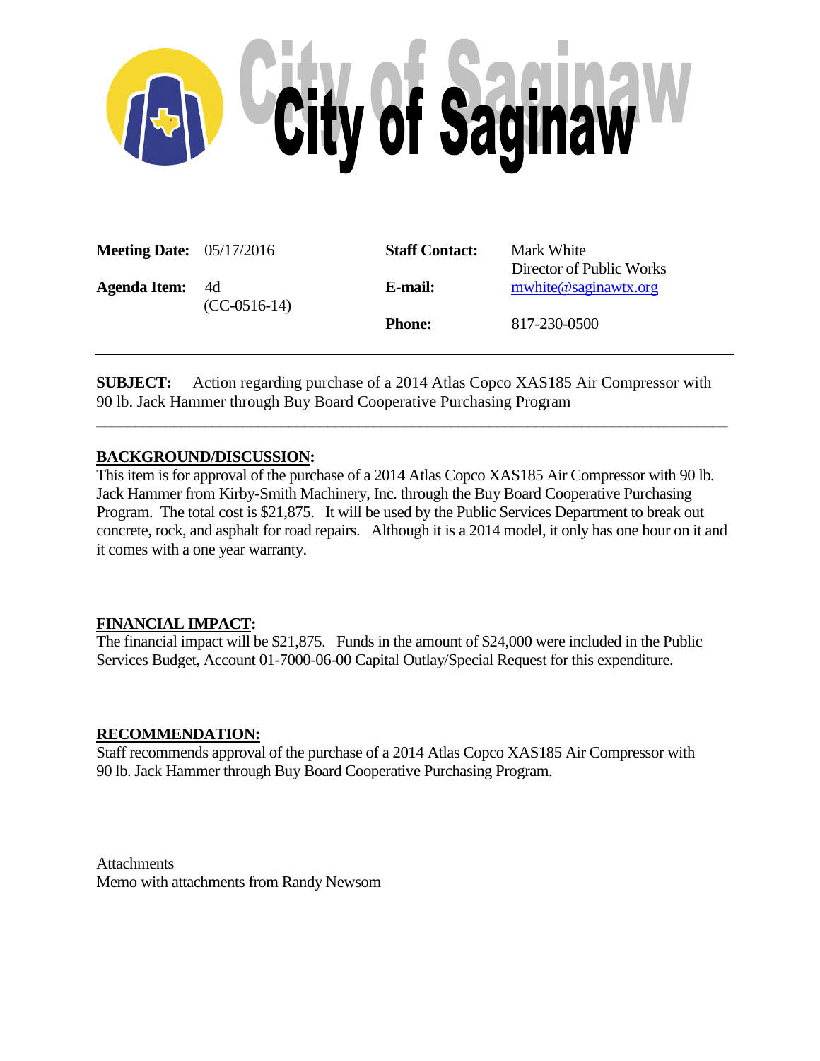# City of Saginaw

| | | | |
|---|---|---|---|
| **Meeting Date:** | 05/17/2016 | **Staff Contact:** | Mark White<br>Director of Public Works |
| **Agenda Item:** | 4d<br>(CC-0516-14) | **E-mail:** | mwhite@saginawtx.org |
| | | **Phone:** | 817-230-0500 |

---

**SUBJECT:** Action regarding purchase of a 2014 Atlas Copco XAS185 Air Compressor with 90 lb. Jack Hammer through Buy Board Cooperative Purchasing Program

---

**BACKGROUND/DISCUSSION:**

This item is for approval of the purchase of a 2014 Atlas Copco XAS185 Air Compressor with 90 lb. Jack Hammer from Kirby-Smith Machinery, Inc. through the Buy Board Cooperative Purchasing Program. The total cost is $21,875. It will be used by the Public Services Department to break out concrete, rock, and asphalt for road repairs. Although it is a 2014 model, it only has one hour on it and it comes with a one year warranty.

**FINANCIAL IMPACT:**

The financial impact will be $21,875. Funds in the amount of $24,000 were included in the Public Services Budget, Account 01-7000-06-00 Capital Outlay/Special Request for this expenditure.

**RECOMMENDATION:**

Staff recommends approval of the purchase of a 2014 Atlas Copco XAS185 Air Compressor with 90 lb. Jack Hammer through Buy Board Cooperative Purchasing Program.

Attachments

Memo with attachments from Randy Newsom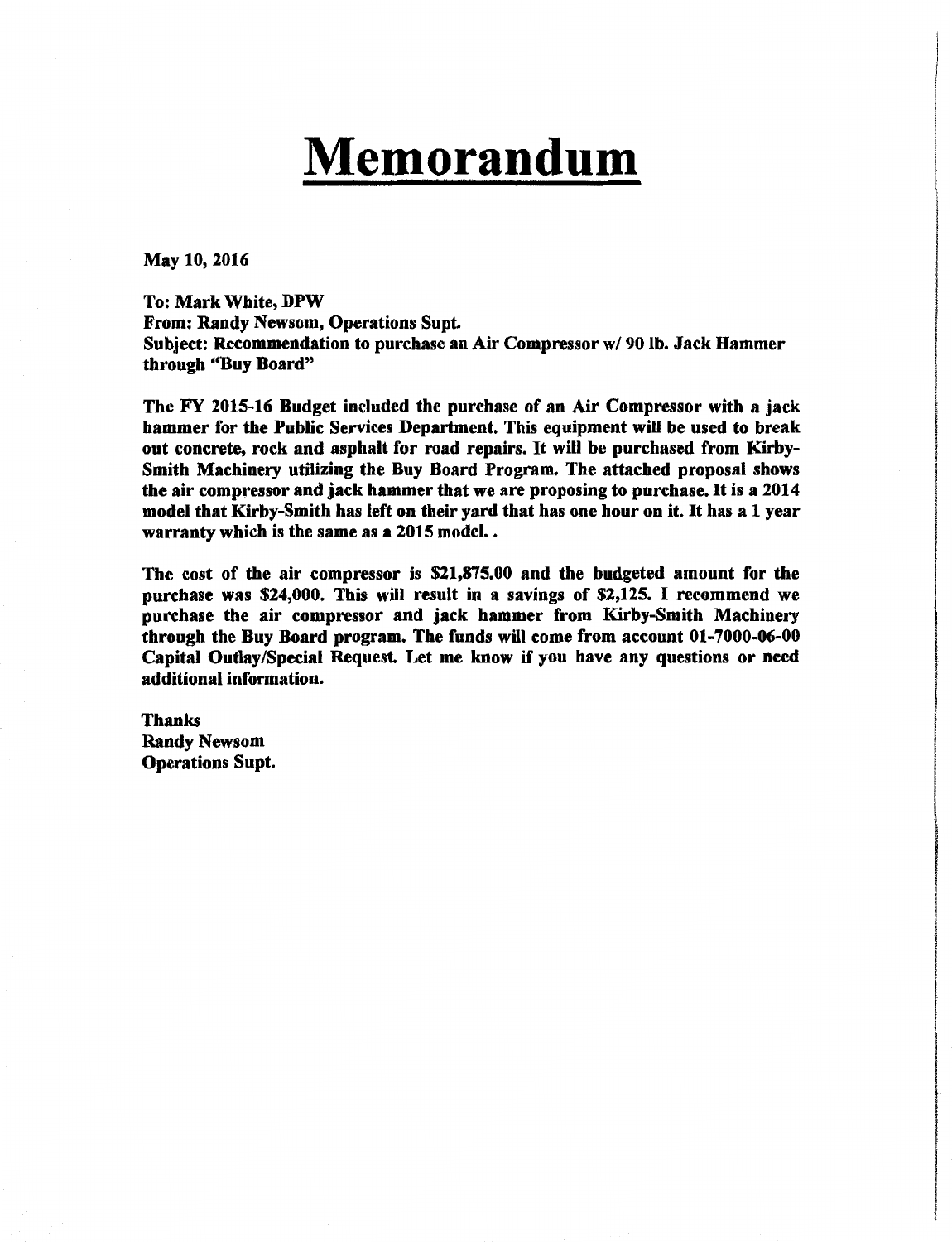# Memorandum

**May 10, 2016**

**To: Mark White, DPW**
**From: Randy Newsom, Operations Supt.**
**Subject: Recommendation to purchase an Air Compressor w/ 90 lb. Jack Hammer through "Buy Board"**

**The FY 2015-16 Budget included the purchase of an Air Compressor with a jack hammer for the Public Services Department. This equipment will be used to break out concrete, rock and asphalt for road repairs. It will be purchased from Kirby-Smith Machinery utilizing the Buy Board Program. The attached proposal shows the air compressor and jack hammer that we are proposing to purchase. It is a 2014 model that Kirby-Smith has left on their yard that has one hour on it. It has a 1 year warranty which is the same as a 2015 model..**

**The cost of the air compressor is $21,875.00 and the budgeted amount for the purchase was $24,000. This will result in a savings of $2,125. I recommend we purchase the air compressor and jack hammer from Kirby-Smith Machinery through the Buy Board program. The funds will come from account 01-7000-06-00 Capital Outlay/Special Request. Let me know if you have any questions or need additional information.**

**Thanks**
**Randy Newsom**
**Operations Supt.**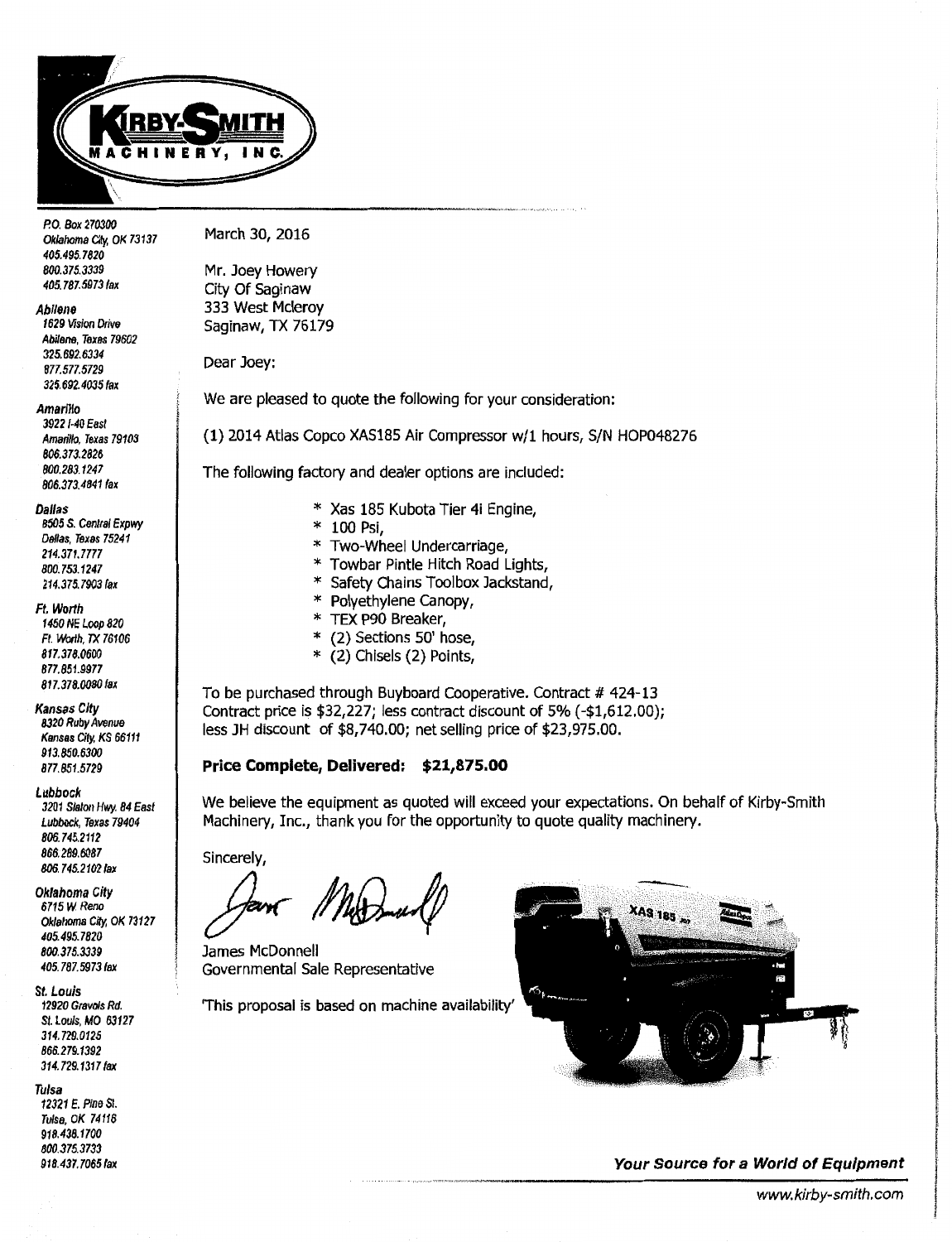# KIRBY-SMITH MACHINERY, INC.

P.O. Box 270300
Oklahoma City, OK 73137
405.495.7820
800.375.3339
405.787.5973 fax

**Abilene**
1629 Vision Drive
Abilene, Texas 79602
325.692.6334
877.577.5729
325.692.4035 fax

**Amarillo**
3922 I-40 East
Amarillo, Texas 79103
806.373.2826
800.283.1247
806.373.4841 fax

**Dallas**
8505 S. Central Expwy
Dallas, Texas 75241
214.371.7777
800.753.1247
214.375.7903 fax

**Ft. Worth**
1450 NE Loop 820
Ft. Worth, TX 76106
817.378.0600
877.851.9977
817.378.0080 fax

**Kansas City**
8320 Ruby Avenue
Kansas City, KS 66111
913.850.6300
877.851.5729

**Lubbock**
3201 Slaton Hwy. 84 East
Lubbock, Texas 79404
806.745.2112
866.289.6087
806.745.2102 fax

**Oklahoma City**
6715 W Reno
Oklahoma City, OK 73127
405.495.7820
800.375.3339
405.787.5973 fax

**St. Louis**
12920 Gravois Rd.
St. Louis, MO 63127
314.729.0125
866.279.1392
314.729.1317 fax

**Tulsa**
12321 E. Pine St.
Tulsa, OK 74116
918.438.1700
800.375.3733
918.437.7065 fax

March 30, 2016

Mr. Joey Howery
City Of Saginaw
333 West Mcleroy
Saginaw, TX 76179

Dear Joey:

We are pleased to quote the following for your consideration:

(1) 2014 Atlas Copco XAS185 Air Compressor w/1 hours, S/N HOP048276

The following factory and dealer options are included:

* Xas 185 Kubota Tier 4i Engine,
* 100 Psi,
* Two-Wheel Undercarriage,
* Towbar Pintle Hitch Road Lights,
* Safety Chains Toolbox Jackstand,
* Polyethylene Canopy,
* TEX P90 Breaker,
* (2) Sections 50' hose,
* (2) Chisels (2) Points,

To be purchased through Buyboard Cooperative. Contract # 424-13
Contract price is $32,227; less contract discount of 5% (-$1,612.00);
less JH discount of $8,740.00; net selling price of $23,975.00.

**Price Complete, Delivered: $21,875.00**

We believe the equipment as quoted will exceed your expectations. On behalf of Kirby-Smith Machinery, Inc., thank you for the opportunity to quote quality machinery.

Sincerely,

James McDonnell
Governmental Sale Representative

'This proposal is based on machine availability'

***Your Source for a World of Equipment***

www.kirby-smith.com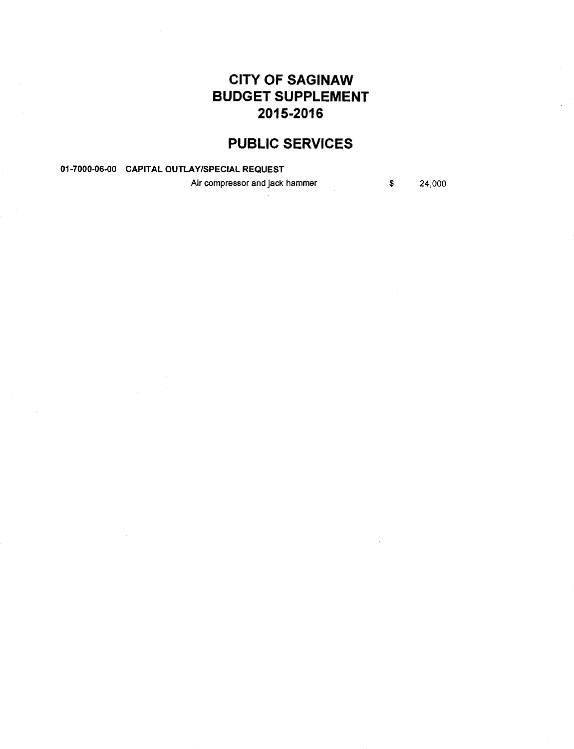# CITY OF SAGINAW
# BUDGET SUPPLEMENT
# 2015-2016

## PUBLIC SERVICES

**01-7000-06-00 CAPITAL OUTLAY/SPECIAL REQUEST**

| | | |
|---|---|---|
| Air compressor and jack hammer | $ | 24,000 |